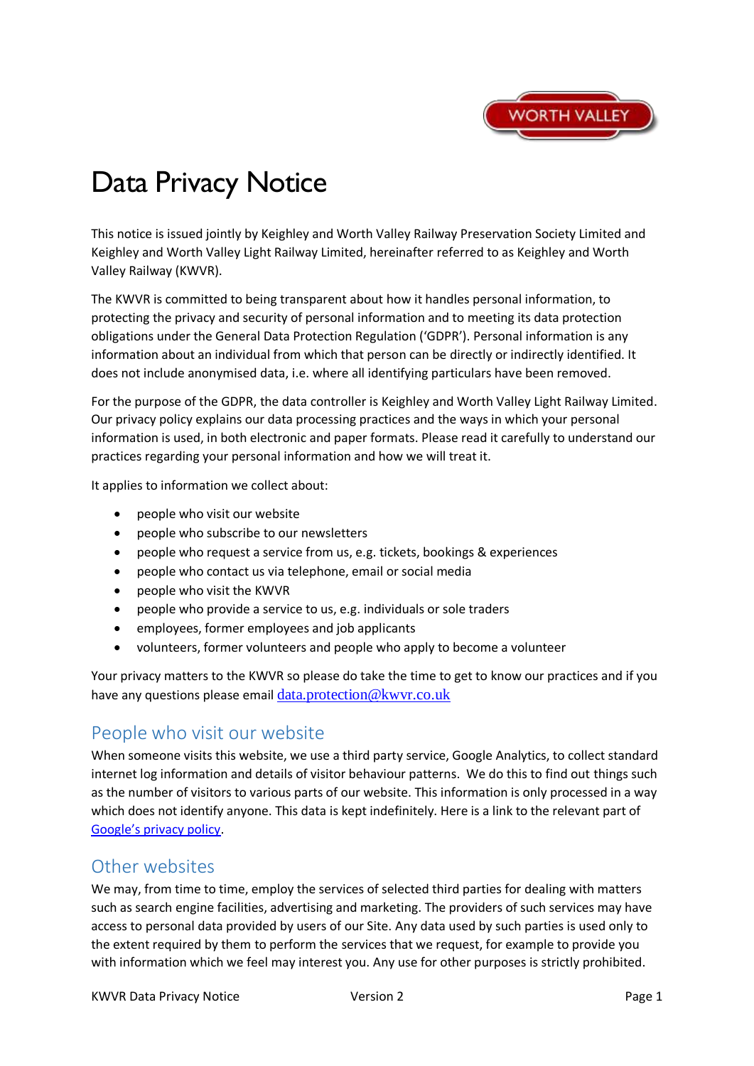# Data Privacy Notice

This notice is issued jointly by Keighley and Worth Valley Railway Preservation Society Limited and Keighley and Worth Valley Light Railway Limited, hereinafter referred to as Keighley and Worth Valley Railway (KWVR).

The KWVR is committed to being transparent about how it handles personal information, to protecting the privacy and security of personal information and to meeting its data protection obligations under the General Data Protection Regulation ('GDPR'). Personal information is any information about an individual from which that person can be directly or indirectly identified. It does not include anonymised data, i.e. where all identifying particulars have been removed.

For the purpose of the GDPR, the data controller is Keighley and Worth Valley Light Railway Limited. Our privacy policy explains our data processing practices and the ways in which your personal information is used, in both electronic and paper formats. Please read it carefully to understand our practices regarding your personal information and how we will treat it.

It applies to information we collect about:

- people who visit our website
- people who subscribe to our newsletters
- people who request a service from us, e.g. tickets, bookings & experiences
- people who contact us via telephone, email or social media
- people who visit the KWVR
- people who provide a service to us, e.g. individuals or sole traders
- employees, former employees and job applicants
- volunteers, former volunteers and people who apply to become a volunteer

Your privacy matters to the KWVR so please do take the time to get to know our practices and if you have any questions please email data.protection@kwvr.co.uk

## People who visit our website

When someone visits this website, we use a third party service, Google Analytics, to collect standard internet log information and details of visitor behaviour patterns. We do this to find out things such as the number of visitors to various parts of our website. This information is only processed in a way which does not identify anyone. This data is kept indefinitely. Here is a link to the relevant part of Google's privacy policy.

## Other websites

We may, from time to time, employ the services of selected third parties for dealing with matters such as search engine facilities, advertising and marketing. The providers of such services may have access to personal data provided by users of our Site. Any data used by such parties is used only to the extent required by them to perform the services that we request, for example to provide you with information which we feel may interest you. Any use for other purposes is strictly prohibited.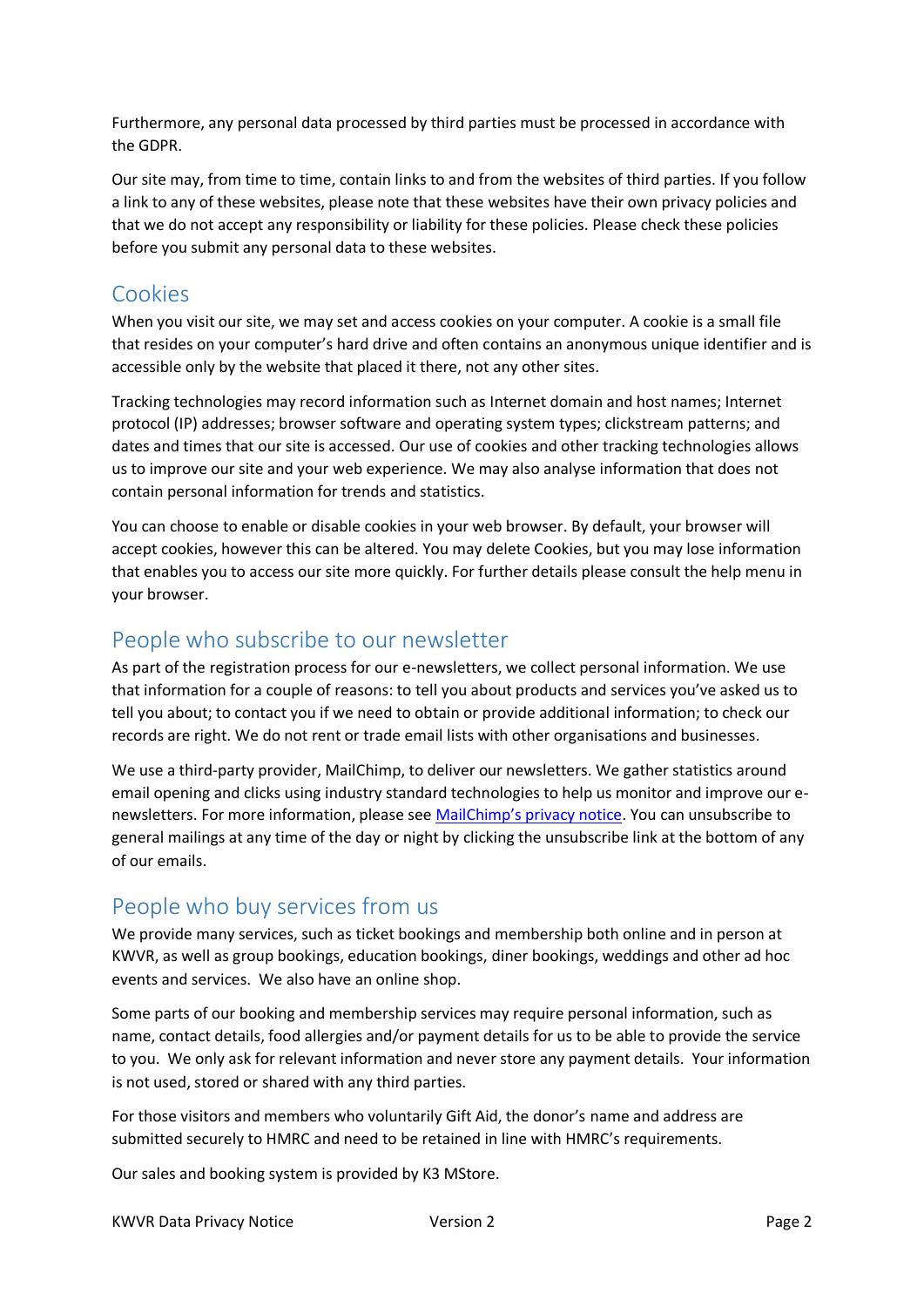Furthermore, any personal data processed by third parties must be processed in accordance with the GDPR.

Our site may, from time to time, contain links to and from the websites of third parties. If you follow a link to any of these websites, please note that these websites have their own privacy policies and that we do not accept any responsibility or liability for these policies. Please check these policies before you submit any personal data to these websites.

## Cookies

When you visit our site, we may set and access cookies on your computer. A cookie is a small file that resides on your computer's hard drive and often contains an anonymous unique identifier and is accessible only by the website that placed it there, not any other sites.

Tracking technologies may record information such as Internet domain and host names; Internet protocol (IP) addresses; browser software and operating system types; clickstream patterns; and dates and times that our site is accessed. Our use of cookies and other tracking technologies allows us to improve our site and your web experience. We may also analyse information that does not contain personal information for trends and statistics.

You can choose to enable or disable cookies in your web browser. By default, your browser will accept cookies, however this can be altered. You may delete Cookies, but you may lose information that enables you to access our site more quickly. For further details please consult the help menu in your browser.

## People who subscribe to our newsletter

As part of the registration process for our e-newsletters, we collect personal information. We use that information for a couple of reasons: to tell you about products and services you've asked us to tell you about; to contact you if we need to obtain or provide additional information; to check our records are right. We do not rent or trade email lists with other organisations and businesses.

We use a third-party provider, MailChimp, to deliver our newsletters. We gather statistics around email opening and clicks using industry standard technologies to help us monitor and improve our e-newsletters. For more information, please see MailChimp's privacy notice. You can unsubscribe to general mailings at any time of the day or night by clicking the unsubscribe link at the bottom of any of our emails.

## People who buy services from us

We provide many services, such as ticket bookings and membership both online and in person at KWVR, as well as group bookings, education bookings, diner bookings, weddings and other ad hoc events and services. We also have an online shop.

Some parts of our booking and membership services may require personal information, such as name, contact details, food allergies and/or payment details for us to be able to provide the service to you. We only ask for relevant information and never store any payment details. Your information is not used, stored or shared with any third parties.

For those visitors and members who voluntarily Gift Aid, the donor's name and address are submitted securely to HMRC and need to be retained in line with HMRC's requirements.

Our sales and booking system is provided by K3 MStore.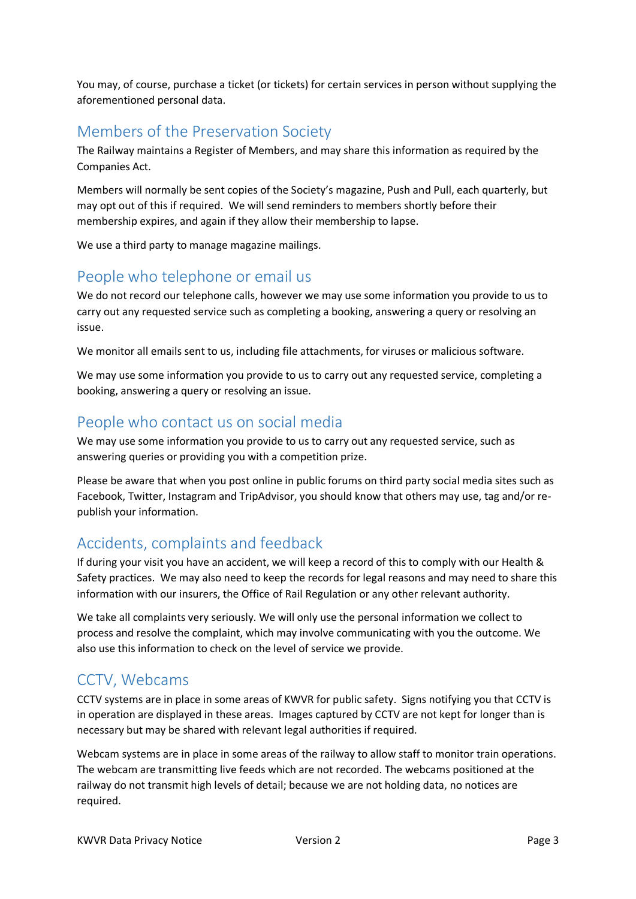You may, of course, purchase a ticket (or tickets) for certain services in person without supplying the aforementioned personal data.

## Members of the Preservation Society

The Railway maintains a Register of Members, and may share this information as required by the Companies Act.

Members will normally be sent copies of the Society's magazine, Push and Pull, each quarterly, but may opt out of this if required. We will send reminders to members shortly before their membership expires, and again if they allow their membership to lapse.

We use a third party to manage magazine mailings.

## People who telephone or email us

We do not record our telephone calls, however we may use some information you provide to us to carry out any requested service such as completing a booking, answering a query or resolving an issue.

We monitor all emails sent to us, including file attachments, for viruses or malicious software.

We may use some information you provide to us to carry out any requested service, completing a booking, answering a query or resolving an issue.

## People who contact us on social media

We may use some information you provide to us to carry out any requested service, such as answering queries or providing you with a competition prize.

Please be aware that when you post online in public forums on third party social media sites such as Facebook, Twitter, Instagram and TripAdvisor, you should know that others may use, tag and/or re-publish your information.

## Accidents, complaints and feedback

If during your visit you have an accident, we will keep a record of this to comply with our Health & Safety practices. We may also need to keep the records for legal reasons and may need to share this information with our insurers, the Office of Rail Regulation or any other relevant authority.

We take all complaints very seriously. We will only use the personal information we collect to process and resolve the complaint, which may involve communicating with you the outcome. We also use this information to check on the level of service we provide.

## CCTV, Webcams

CCTV systems are in place in some areas of KWVR for public safety. Signs notifying you that CCTV is in operation are displayed in these areas. Images captured by CCTV are not kept for longer than is necessary but may be shared with relevant legal authorities if required.

Webcam systems are in place in some areas of the railway to allow staff to monitor train operations. The webcam are transmitting live feeds which are not recorded. The webcams positioned at the railway do not transmit high levels of detail; because we are not holding data, no notices are required.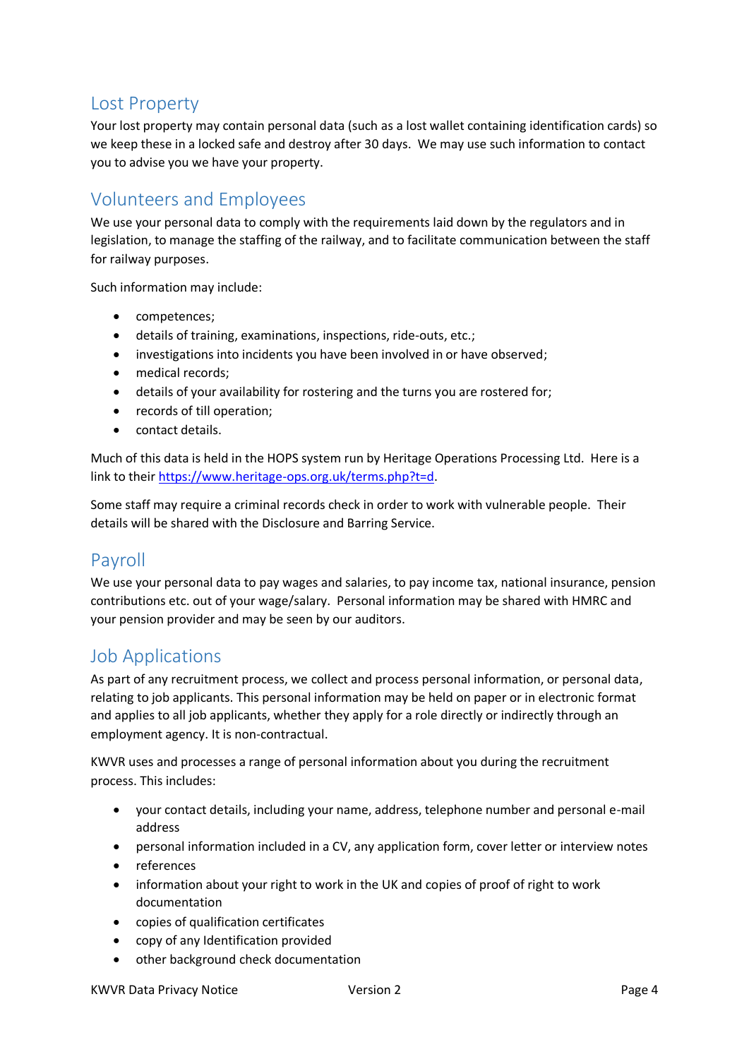## Lost Property

Your lost property may contain personal data (such as a lost wallet containing identification cards) so we keep these in a locked safe and destroy after 30 days. We may use such information to contact you to advise you we have your property.

## Volunteers and Employees

We use your personal data to comply with the requirements laid down by the regulators and in legislation, to manage the staffing of the railway, and to facilitate communication between the staff for railway purposes.

Such information may include:

- competences;
- details of training, examinations, inspections, ride-outs, etc.;
- investigations into incidents you have been involved in or have observed;
- medical records;
- details of your availability for rostering and the turns you are rostered for;
- records of till operation;
- contact details.

Much of this data is held in the HOPS system run by Heritage Operations Processing Ltd. Here is a link to their [https://www.heritage-ops.org.uk/terms.php?t=d](https://www.heritage-ops.org.uk/terms.php?t=d).

Some staff may require a criminal records check in order to work with vulnerable people. Their details will be shared with the Disclosure and Barring Service.

## Payroll

We use your personal data to pay wages and salaries, to pay income tax, national insurance, pension contributions etc. out of your wage/salary. Personal information may be shared with HMRC and your pension provider and may be seen by our auditors.

## Job Applications

As part of any recruitment process, we collect and process personal information, or personal data, relating to job applicants. This personal information may be held on paper or in electronic format and applies to all job applicants, whether they apply for a role directly or indirectly through an employment agency. It is non-contractual.

KWVR uses and processes a range of personal information about you during the recruitment process. This includes:

- your contact details, including your name, address, telephone number and personal e-mail address
- personal information included in a CV, any application form, cover letter or interview notes
- references
- information about your right to work in the UK and copies of proof of right to work documentation
- copies of qualification certificates
- copy of any Identification provided
- other background check documentation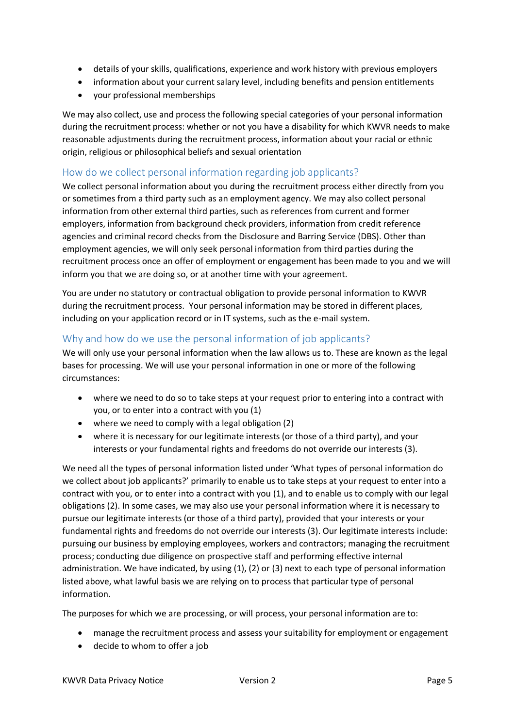- details of your skills, qualifications, experience and work history with previous employers
- information about your current salary level, including benefits and pension entitlements
- your professional memberships

We may also collect, use and process the following special categories of your personal information during the recruitment process: whether or not you have a disability for which KWVR needs to make reasonable adjustments during the recruitment process, information about your racial or ethnic origin, religious or philosophical beliefs and sexual orientation

## How do we collect personal information regarding job applicants?

We collect personal information about you during the recruitment process either directly from you or sometimes from a third party such as an employment agency. We may also collect personal information from other external third parties, such as references from current and former employers, information from background check providers, information from credit reference agencies and criminal record checks from the Disclosure and Barring Service (DBS). Other than employment agencies, we will only seek personal information from third parties during the recruitment process once an offer of employment or engagement has been made to you and we will inform you that we are doing so, or at another time with your agreement.

You are under no statutory or contractual obligation to provide personal information to KWVR during the recruitment process. Your personal information may be stored in different places, including on your application record or in IT systems, such as the e-mail system.

## Why and how do we use the personal information of job applicants?

We will only use your personal information when the law allows us to. These are known as the legal bases for processing. We will use your personal information in one or more of the following circumstances:

- where we need to do so to take steps at your request prior to entering into a contract with you, or to enter into a contract with you (1)
- where we need to comply with a legal obligation (2)
- where it is necessary for our legitimate interests (or those of a third party), and your interests or your fundamental rights and freedoms do not override our interests (3).

We need all the types of personal information listed under 'What types of personal information do we collect about job applicants?' primarily to enable us to take steps at your request to enter into a contract with you, or to enter into a contract with you (1), and to enable us to comply with our legal obligations (2). In some cases, we may also use your personal information where it is necessary to pursue our legitimate interests (or those of a third party), provided that your interests or your fundamental rights and freedoms do not override our interests (3). Our legitimate interests include: pursuing our business by employing employees, workers and contractors; managing the recruitment process; conducting due diligence on prospective staff and performing effective internal administration. We have indicated, by using (1), (2) or (3) next to each type of personal information listed above, what lawful basis we are relying on to process that particular type of personal information.

The purposes for which we are processing, or will process, your personal information are to:

- manage the recruitment process and assess your suitability for employment or engagement
- decide to whom to offer a job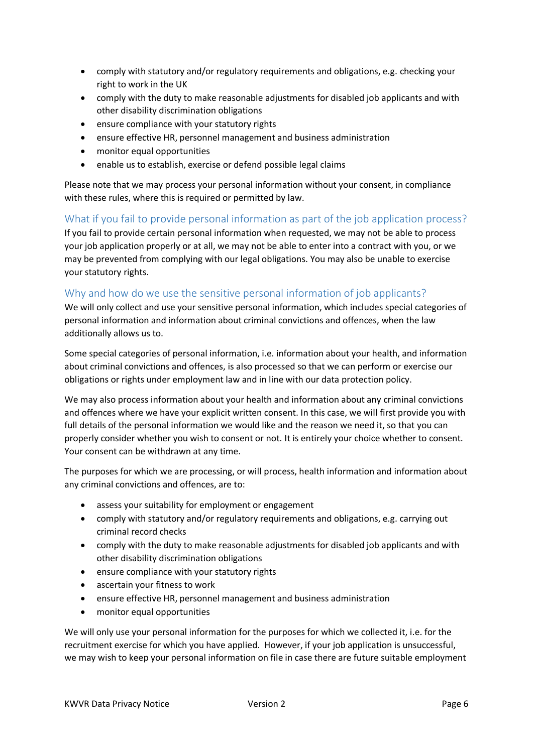- comply with statutory and/or regulatory requirements and obligations, e.g. checking your right to work in the UK
- comply with the duty to make reasonable adjustments for disabled job applicants and with other disability discrimination obligations
- ensure compliance with your statutory rights
- ensure effective HR, personnel management and business administration
- monitor equal opportunities
- enable us to establish, exercise or defend possible legal claims

Please note that we may process your personal information without your consent, in compliance with these rules, where this is required or permitted by law.

## What if you fail to provide personal information as part of the job application process?

If you fail to provide certain personal information when requested, we may not be able to process your job application properly or at all, we may not be able to enter into a contract with you, or we may be prevented from complying with our legal obligations. You may also be unable to exercise your statutory rights.

## Why and how do we use the sensitive personal information of job applicants?

We will only collect and use your sensitive personal information, which includes special categories of personal information and information about criminal convictions and offences, when the law additionally allows us to.

Some special categories of personal information, i.e. information about your health, and information about criminal convictions and offences, is also processed so that we can perform or exercise our obligations or rights under employment law and in line with our data protection policy.

We may also process information about your health and information about any criminal convictions and offences where we have your explicit written consent. In this case, we will first provide you with full details of the personal information we would like and the reason we need it, so that you can properly consider whether you wish to consent or not. It is entirely your choice whether to consent. Your consent can be withdrawn at any time.

The purposes for which we are processing, or will process, health information and information about any criminal convictions and offences, are to:

- assess your suitability for employment or engagement
- comply with statutory and/or regulatory requirements and obligations, e.g. carrying out criminal record checks
- comply with the duty to make reasonable adjustments for disabled job applicants and with other disability discrimination obligations
- ensure compliance with your statutory rights
- ascertain your fitness to work
- ensure effective HR, personnel management and business administration
- monitor equal opportunities

We will only use your personal information for the purposes for which we collected it, i.e. for the recruitment exercise for which you have applied. However, if your job application is unsuccessful, we may wish to keep your personal information on file in case there are future suitable employment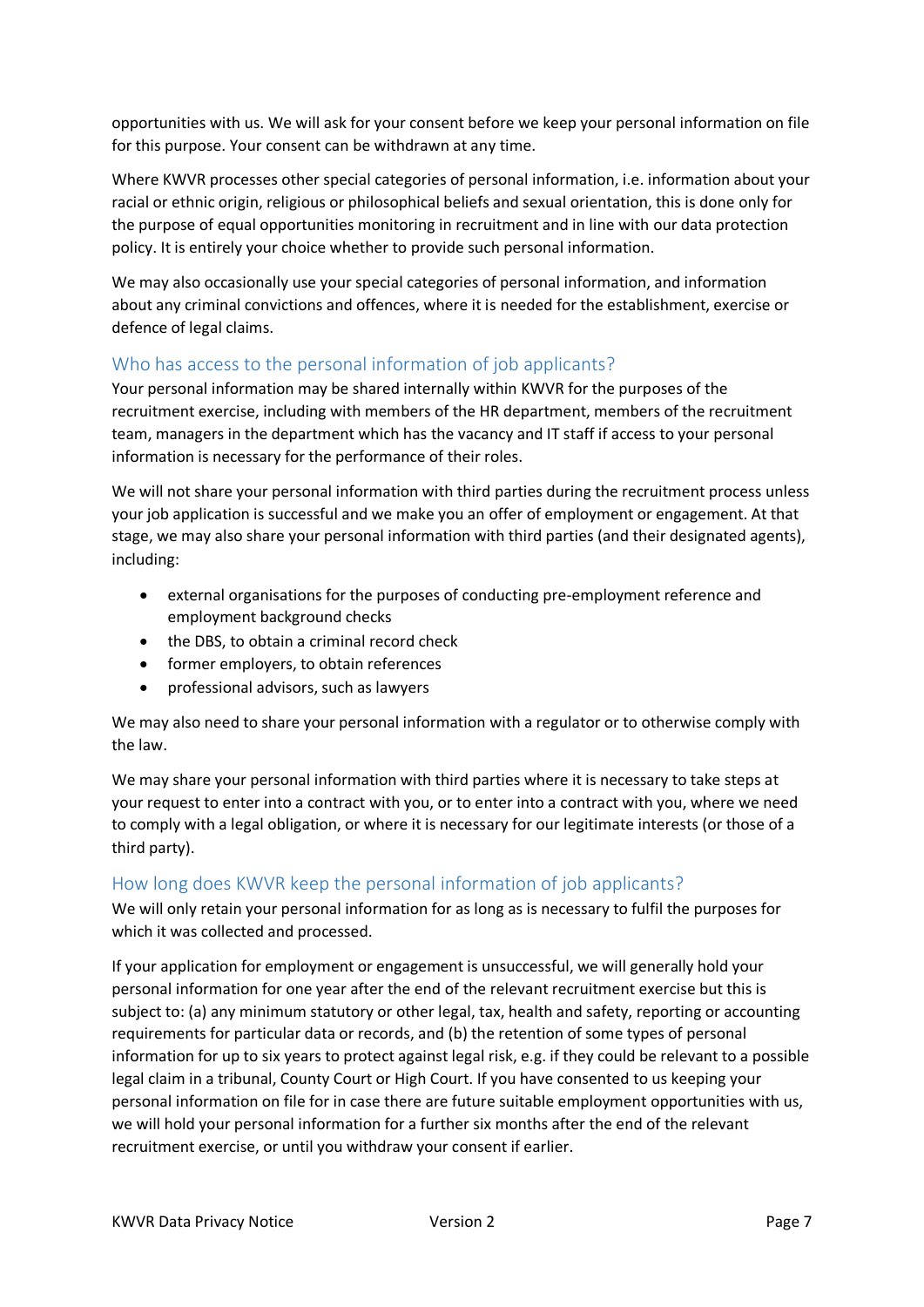opportunities with us. We will ask for your consent before we keep your personal information on file for this purpose. Your consent can be withdrawn at any time.

Where KWVR processes other special categories of personal information, i.e. information about your racial or ethnic origin, religious or philosophical beliefs and sexual orientation, this is done only for the purpose of equal opportunities monitoring in recruitment and in line with our data protection policy. It is entirely your choice whether to provide such personal information.

We may also occasionally use your special categories of personal information, and information about any criminal convictions and offences, where it is needed for the establishment, exercise or defence of legal claims.

## Who has access to the personal information of job applicants?

Your personal information may be shared internally within KWVR for the purposes of the recruitment exercise, including with members of the HR department, members of the recruitment team, managers in the department which has the vacancy and IT staff if access to your personal information is necessary for the performance of their roles.

We will not share your personal information with third parties during the recruitment process unless your job application is successful and we make you an offer of employment or engagement. At that stage, we may also share your personal information with third parties (and their designated agents), including:

- external organisations for the purposes of conducting pre-employment reference and employment background checks
- the DBS, to obtain a criminal record check
- former employers, to obtain references
- professional advisors, such as lawyers

We may also need to share your personal information with a regulator or to otherwise comply with the law.

We may share your personal information with third parties where it is necessary to take steps at your request to enter into a contract with you, or to enter into a contract with you, where we need to comply with a legal obligation, or where it is necessary for our legitimate interests (or those of a third party).

## How long does KWVR keep the personal information of job applicants?

We will only retain your personal information for as long as is necessary to fulfil the purposes for which it was collected and processed.

If your application for employment or engagement is unsuccessful, we will generally hold your personal information for one year after the end of the relevant recruitment exercise but this is subject to: (a) any minimum statutory or other legal, tax, health and safety, reporting or accounting requirements for particular data or records, and (b) the retention of some types of personal information for up to six years to protect against legal risk, e.g. if they could be relevant to a possible legal claim in a tribunal, County Court or High Court. If you have consented to us keeping your personal information on file for in case there are future suitable employment opportunities with us, we will hold your personal information for a further six months after the end of the relevant recruitment exercise, or until you withdraw your consent if earlier.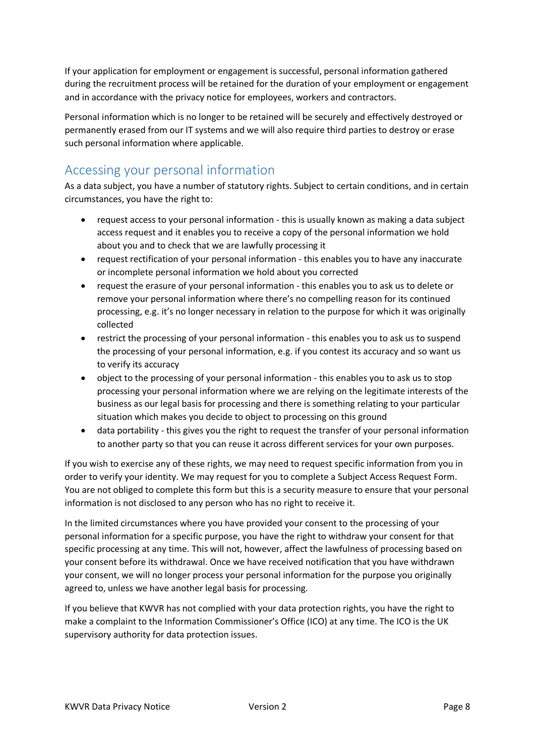If your application for employment or engagement is successful, personal information gathered during the recruitment process will be retained for the duration of your employment or engagement and in accordance with the privacy notice for employees, workers and contractors.

Personal information which is no longer to be retained will be securely and effectively destroyed or permanently erased from our IT systems and we will also require third parties to destroy or erase such personal information where applicable.

## Accessing your personal information

As a data subject, you have a number of statutory rights. Subject to certain conditions, and in certain circumstances, you have the right to:

- request access to your personal information - this is usually known as making a data subject access request and it enables you to receive a copy of the personal information we hold about you and to check that we are lawfully processing it
- request rectification of your personal information - this enables you to have any inaccurate or incomplete personal information we hold about you corrected
- request the erasure of your personal information - this enables you to ask us to delete or remove your personal information where there's no compelling reason for its continued processing, e.g. it's no longer necessary in relation to the purpose for which it was originally collected
- restrict the processing of your personal information - this enables you to ask us to suspend the processing of your personal information, e.g. if you contest its accuracy and so want us to verify its accuracy
- object to the processing of your personal information - this enables you to ask us to stop processing your personal information where we are relying on the legitimate interests of the business as our legal basis for processing and there is something relating to your particular situation which makes you decide to object to processing on this ground
- data portability - this gives you the right to request the transfer of your personal information to another party so that you can reuse it across different services for your own purposes.

If you wish to exercise any of these rights, we may need to request specific information from you in order to verify your identity. We may request for you to complete a Subject Access Request Form. You are not obliged to complete this form but this is a security measure to ensure that your personal information is not disclosed to any person who has no right to receive it.

In the limited circumstances where you have provided your consent to the processing of your personal information for a specific purpose, you have the right to withdraw your consent for that specific processing at any time. This will not, however, affect the lawfulness of processing based on your consent before its withdrawal. Once we have received notification that you have withdrawn your consent, we will no longer process your personal information for the purpose you originally agreed to, unless we have another legal basis for processing.

If you believe that KWVR has not complied with your data protection rights, you have the right to make a complaint to the Information Commissioner's Office (ICO) at any time. The ICO is the UK supervisory authority for data protection issues.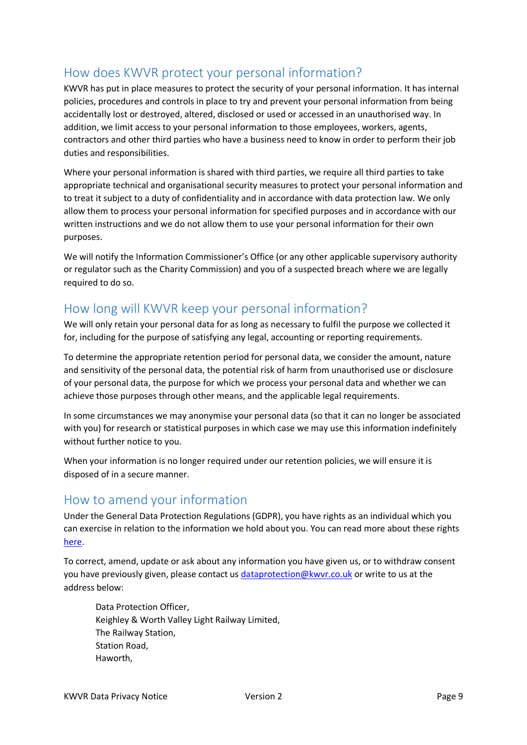## How does KWVR protect your personal information?

KWVR has put in place measures to protect the security of your personal information. It has internal policies, procedures and controls in place to try and prevent your personal information from being accidentally lost or destroyed, altered, disclosed or used or accessed in an unauthorised way. In addition, we limit access to your personal information to those employees, workers, agents, contractors and other third parties who have a business need to know in order to perform their job duties and responsibilities.

Where your personal information is shared with third parties, we require all third parties to take appropriate technical and organisational security measures to protect your personal information and to treat it subject to a duty of confidentiality and in accordance with data protection law. We only allow them to process your personal information for specified purposes and in accordance with our written instructions and we do not allow them to use your personal information for their own purposes.

We will notify the Information Commissioner's Office (or any other applicable supervisory authority or regulator such as the Charity Commission) and you of a suspected breach where we are legally required to do so.

## How long will KWVR keep your personal information?

We will only retain your personal data for as long as necessary to fulfil the purpose we collected it for, including for the purpose of satisfying any legal, accounting or reporting requirements.

To determine the appropriate retention period for personal data, we consider the amount, nature and sensitivity of the personal data, the potential risk of harm from unauthorised use or disclosure of your personal data, the purpose for which we process your personal data and whether we can achieve those purposes through other means, and the applicable legal requirements.

In some circumstances we may anonymise your personal data (so that it can no longer be associated with you) for research or statistical purposes in which case we may use this information indefinitely without further notice to you.

When your information is no longer required under our retention policies, we will ensure it is disposed of in a secure manner.

## How to amend your information

Under the General Data Protection Regulations (GDPR), you have rights as an individual which you can exercise in relation to the information we hold about you. You can read more about these rights here.

To correct, amend, update or ask about any information you have given us, or to withdraw consent you have previously given, please contact us dataprotection@kwvr.co.uk or write to us at the address below:

> Data Protection Officer,
> Keighley & Worth Valley Light Railway Limited,
> The Railway Station,
> Station Road,
> Haworth,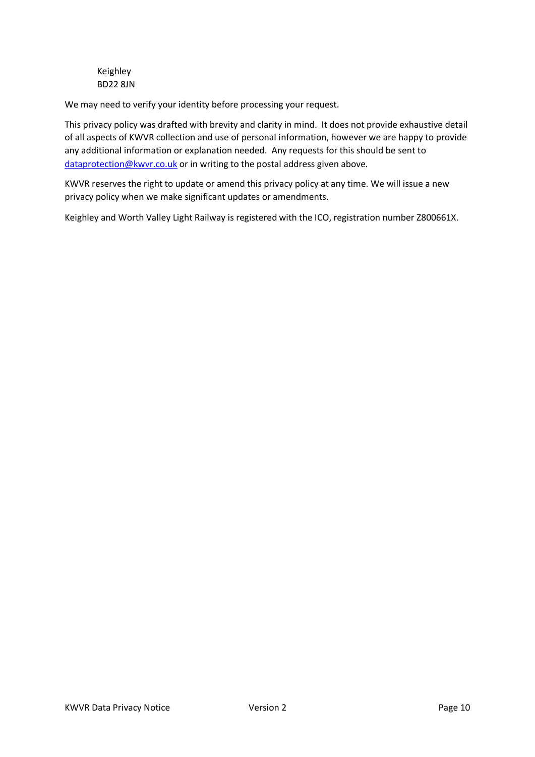Keighley
BD22 8JN

We may need to verify your identity before processing your request.

This privacy policy was drafted with brevity and clarity in mind. It does not provide exhaustive detail of all aspects of KWVR collection and use of personal information, however we are happy to provide any additional information or explanation needed. Any requests for this should be sent to dataprotection@kwvr.co.uk or in writing to the postal address given above.

KWVR reserves the right to update or amend this privacy policy at any time. We will issue a new privacy policy when we make significant updates or amendments.

Keighley and Worth Valley Light Railway is registered with the ICO, registration number Z800661X.